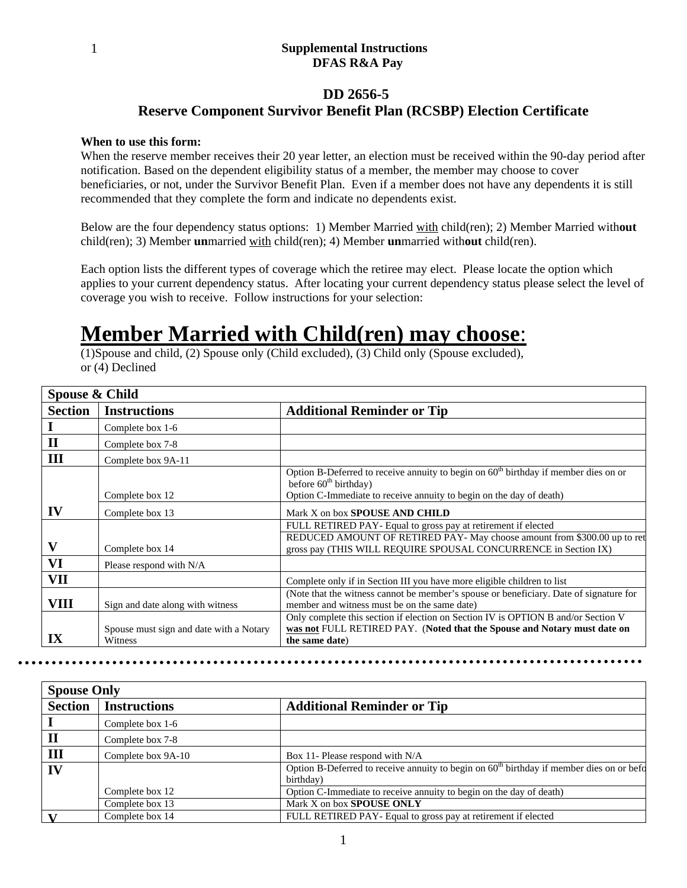**Supplemental Instructions**
**DFAS R&A Pay**

### DD 2656-5
### Reserve Component Survivor Benefit Plan (RCSBP) Election Certificate

**When to use this form:**
When the reserve member receives their 20 year letter, an election must be received within the 90-day period after notification. Based on the dependent eligibility status of a member, the member may choose to cover beneficiaries, or not, under the Survivor Benefit Plan. Even if a member does not have any dependents it is still recommended that they complete the form and indicate no dependents exist.

Below are the four dependency status options: 1) Member Married with child(ren); 2) Member Married with**out** child(ren); 3) Member **un**married with child(ren); 4) Member **un**married with**out** child(ren).

Each option lists the different types of coverage which the retiree may elect. Please locate the option which applies to your current dependency status. After locating your current dependency status please select the level of coverage you wish to receive. Follow instructions for your selection:

# Member Married with Child(ren) may choose:

(1)Spouse and child, (2) Spouse only (Child excluded), (3) Child only (Spouse excluded), or (4) Declined

| **Spouse & Child** | | |
|---|---|---|
| **Section** | **Instructions** | **Additional Reminder or Tip** |
| **I** | Complete box 1-6 | |
| **II** | Complete box 7-8 | |
| **III** | Complete box 9A-11 | |
| **IV** | Complete box 12 | Option B-Deferred to receive annuity to begin on 60th birthday if member dies on or before 60th birthday) Option C-Immediate to receive annuity to begin on the day of death) |
| | Complete box 13 | Mark X on box **SPOUSE AND CHILD** |
| **V** | Complete box 14 | FULL RETIRED PAY- Equal to gross pay at retirement if elected REDUCED AMOUNT OF RETIRED PAY- May choose amount from $300.00 up to ret gross pay (THIS WILL REQUIRE SPOUSAL CONCURRENCE in Section IX) |
| **VI** | Please respond with N/A | |
| **VII** | | Complete only if in Section III you have more eligible children to list |
| **VIII** | Sign and date along with witness | (Note that the witness cannot be member's spouse or beneficiary. Date of signature for member and witness must be on the same date) |
| **IX** | Spouse must sign and date with a Notary Witness | Only complete this section if election on Section IV is OPTION B and/or Section V **was not** FULL RETIRED PAY. (**Noted that the Spouse and Notary must date on the same date**) |

| **Spouse Only** | | |
|---|---|---|
| **Section** | **Instructions** | **Additional Reminder or Tip** |
| **I** | Complete box 1-6 | |
| **II** | Complete box 7-8 | |
| **III** | Complete box 9A-10 | Box 11- Please respond with N/A |
| **IV** | Complete box 12 | Option B-Deferred to receive annuity to begin on 60th birthday if member dies on or befo birthday) Option C-Immediate to receive annuity to begin on the day of death) |
| | Complete box 13 | Mark X on box **SPOUSE ONLY** |
| **V** | Complete box 14 | FULL RETIRED PAY- Equal to gross pay at retirement if elected |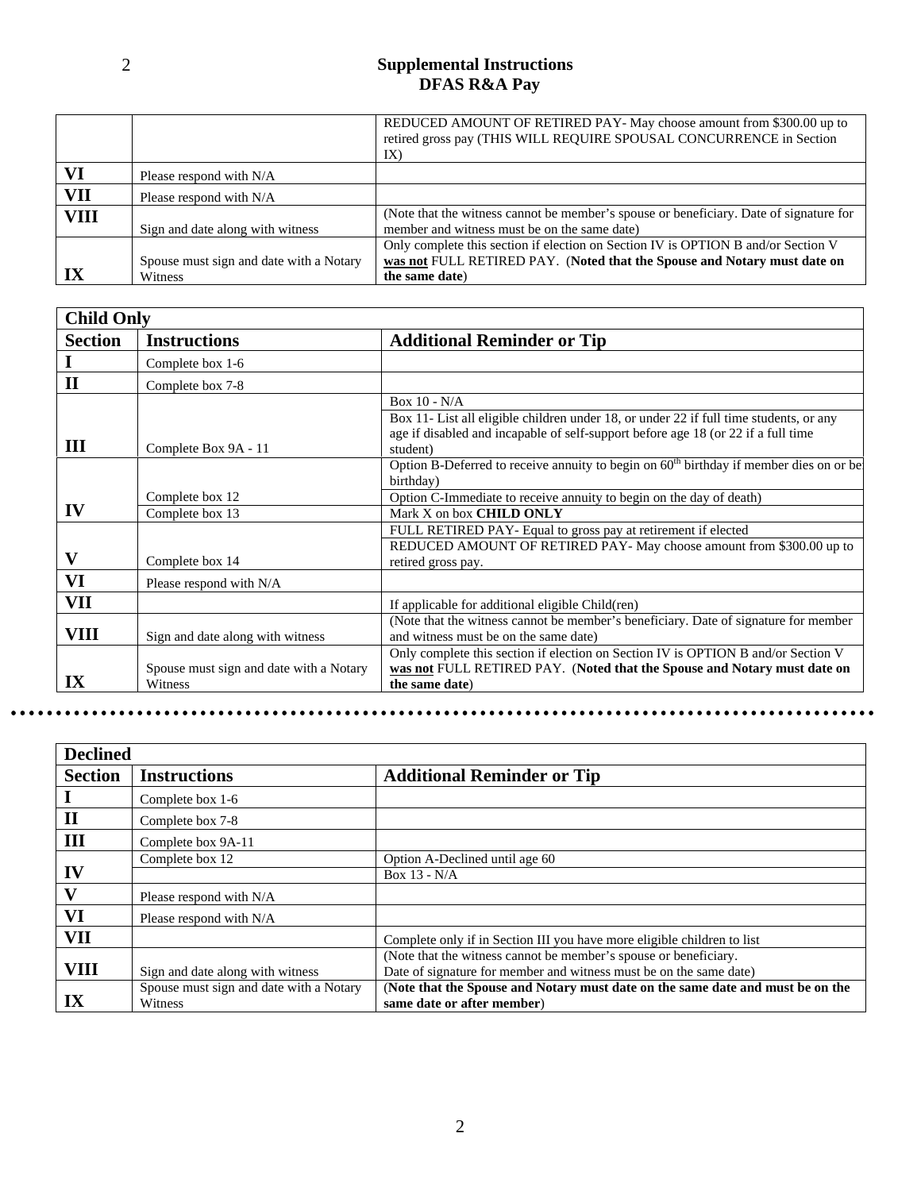## Supplemental Instructions
## DFAS R&A Pay

| | | |
|---|---|---|
| | | REDUCED AMOUNT OF RETIRED PAY- May choose amount from $300.00 up to retired gross pay (THIS WILL REQUIRE SPOUSAL CONCURRENCE in Section IX) |
| **VI** | Please respond with N/A | |
| **VII** | Please respond with N/A | |
| **VIII** | Sign and date along with witness | (Note that the witness cannot be member's spouse or beneficiary. Date of signature for member and witness must be on the same date) |
| **IX** | Spouse must sign and date with a Notary Witness | Only complete this section if election on Section IV is OPTION B and/or Section V **was not** FULL RETIRED PAY. (**Noted that the Spouse and Notary must date on the same date**) |

**Child Only**

| Section | Instructions | Additional Reminder or Tip |
|---|---|---|
| **I** | Complete box 1-6 | |
| **II** | Complete box 7-8 | |
| **III** | Complete Box 9A - 11 | Box 10 - N/A<br>Box 11- List all eligible children under 18, or under 22 if full time students, or any age if disabled and incapable of self-support before age 18 (or 22 if a full time student) |
| **IV** | Complete box 12 | Option B-Deferred to receive annuity to begin on 60th birthday if member dies on or be birthday)<br>Option C-Immediate to receive annuity to begin on the day of death) |
| | Complete box 13 | Mark X on box **CHILD ONLY** |
| **V** | Complete box 14 | FULL RETIRED PAY- Equal to gross pay at retirement if elected<br>REDUCED AMOUNT OF RETIRED PAY- May choose amount from $300.00 up to retired gross pay. |
| **VI** | Please respond with N/A | |
| **VII** | | If applicable for additional eligible Child(ren) |
| **VIII** | Sign and date along with witness | (Note that the witness cannot be member's beneficiary. Date of signature for member and witness must be on the same date) |
| **IX** | Spouse must sign and date with a Notary Witness | Only complete this section if election on Section IV is OPTION B and/or Section V **was not** FULL RETIRED PAY. (**Noted that the Spouse and Notary must date on the same date**) |

---

**Declined**

| Section | Instructions | Additional Reminder or Tip |
|---|---|---|
| **I** | Complete box 1-6 | |
| **II** | Complete box 7-8 | |
| **III** | Complete box 9A-11 | |
| **IV** | Complete box 12 | Option A-Declined until age 60 |
| | | Box 13 - N/A |
| **V** | Please respond with N/A | |
| **VI** | Please respond with N/A | |
| **VII** | | Complete only if in Section III you have more eligible children to list |
| **VIII** | Sign and date along with witness | (Note that the witness cannot be member's spouse or beneficiary. Date of signature for member and witness must be on the same date) |
| **IX** | Spouse must sign and date with a Notary Witness | (**Note that the Spouse and Notary must date on the same date and must be on the same date or after member**) |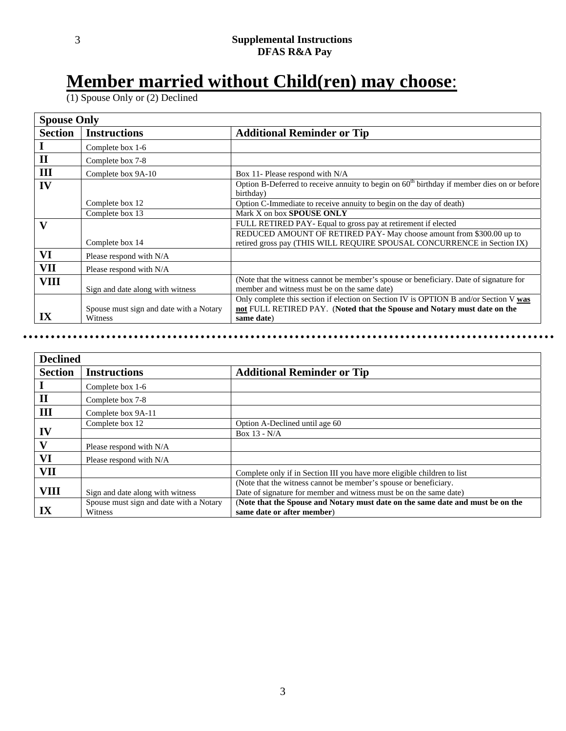# Member married without Child(ren) may choose:

(1) Spouse Only or (2) Declined

| Spouse Only | | |
|---|---|---|
| **Section** | **Instructions** | **Additional Reminder or Tip** |
| **I** | Complete box 1-6 | |
| **II** | Complete box 7-8 | |
| **III** | Complete box 9A-10 | Box 11- Please respond with N/A |
| **IV** | Complete box 12 | Option B-Deferred to receive annuity to begin on 60th birthday if member dies on or before birthday) |
| | | Option C-Immediate to receive annuity to begin on the day of death) |
| | Complete box 13 | Mark X on box **SPOUSE ONLY** |
| **V** | Complete box 14 | FULL RETIRED PAY- Equal to gross pay at retirement if elected |
| | | REDUCED AMOUNT OF RETIRED PAY- May choose amount from $300.00 up to retired gross pay (THIS WILL REQUIRE SPOUSAL CONCURRENCE in Section IX) |
| **VI** | Please respond with N/A | |
| **VII** | Please respond with N/A | |
| **VIII** | Sign and date along with witness | (Note that the witness cannot be member's spouse or beneficiary. Date of signature for member and witness must be on the same date) |
| **IX** | Spouse must sign and date with a Notary Witness | Only complete this section if election on Section IV is OPTION B and/or Section V **was not** FULL RETIRED PAY. (**Noted that the Spouse and Notary must date on the same date**) |

| Declined | | |
|---|---|---|
| **Section** | **Instructions** | **Additional Reminder or Tip** |
| **I** | Complete box 1-6 | |
| **II** | Complete box 7-8 | |
| **III** | Complete box 9A-11 | |
| **IV** | Complete box 12 | Option A-Declined until age 60 |
| | | Box 13 - N/A |
| **V** | Please respond with N/A | |
| **VI** | Please respond with N/A | |
| **VII** | | Complete only if in Section III you have more eligible children to list |
| **VIII** | Sign and date along with witness | (Note that the witness cannot be member's spouse or beneficiary. Date of signature for member and witness must be on the same date) |
| **IX** | Spouse must sign and date with a Notary Witness | (**Note that the Spouse and Notary must date on the same date and must be on the same date or after member**) |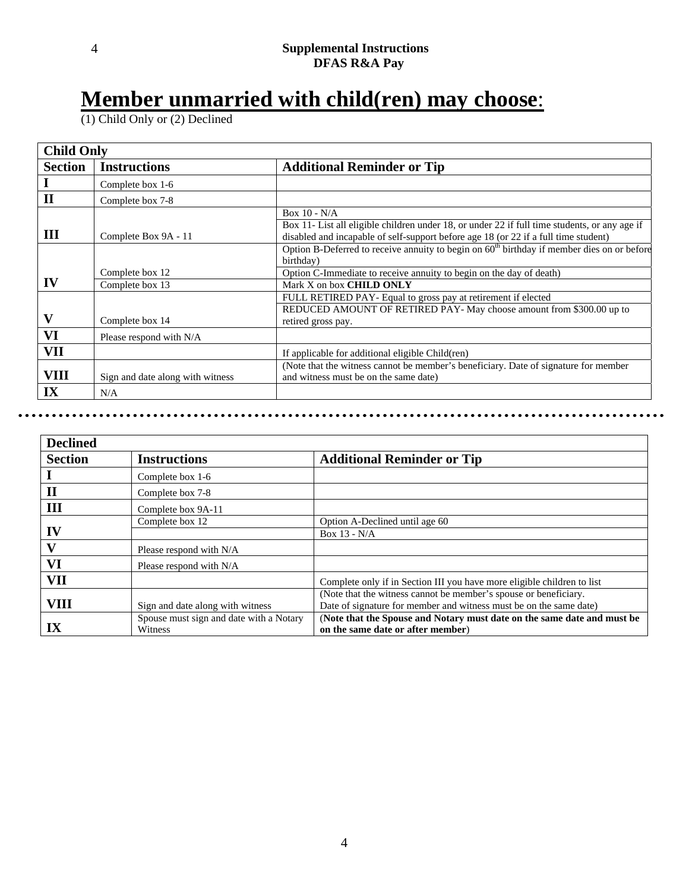# Member unmarried with child(ren) may choose:

(1) Child Only or (2) Declined

| Child Only | | |
|---|---|---|
| **Section** | **Instructions** | **Additional Reminder or Tip** |
| **I** | Complete box 1-6 | |
| **II** | Complete box 7-8 | |
| **III** | Complete Box 9A - 11 | Box 10 - N/A |
| | | Box 11- List all eligible children under 18, or under 22 if full time students, or any age if disabled and incapable of self-support before age 18 (or 22 if a full time student) |
| **IV** | Complete box 12 | Option B-Deferred to receive annuity to begin on 60th birthday if member dies on or before birthday) |
| | | Option C-Immediate to receive annuity to begin on the day of death) |
| | Complete box 13 | Mark X on box **CHILD ONLY** |
| **V** | Complete box 14 | FULL RETIRED PAY- Equal to gross pay at retirement if elected |
| | | REDUCED AMOUNT OF RETIRED PAY- May choose amount from $300.00 up to retired gross pay. |
| **VI** | Please respond with N/A | |
| **VII** | | If applicable for additional eligible Child(ren) |
| **VIII** | Sign and date along with witness | (Note that the witness cannot be member's beneficiary. Date of signature for member and witness must be on the same date) |
| **IX** | N/A | |

| Declined | | |
|---|---|---|
| **Section** | **Instructions** | **Additional Reminder or Tip** |
| **I** | Complete box 1-6 | |
| **II** | Complete box 7-8 | |
| **III** | Complete box 9A-11 | |
| **IV** | Complete box 12 | Option A-Declined until age 60 |
| | | Box 13 - N/A |
| **V** | Please respond with N/A | |
| **VI** | Please respond with N/A | |
| **VII** | | Complete only if in Section III you have more eligible children to list |
| **VIII** | Sign and date along with witness | (Note that the witness cannot be member's spouse or beneficiary. Date of signature for member and witness must be on the same date) |
| **IX** | Spouse must sign and date with a Notary Witness | (**Note that the Spouse and Notary must date on the same date and must be on the same date or after member**) |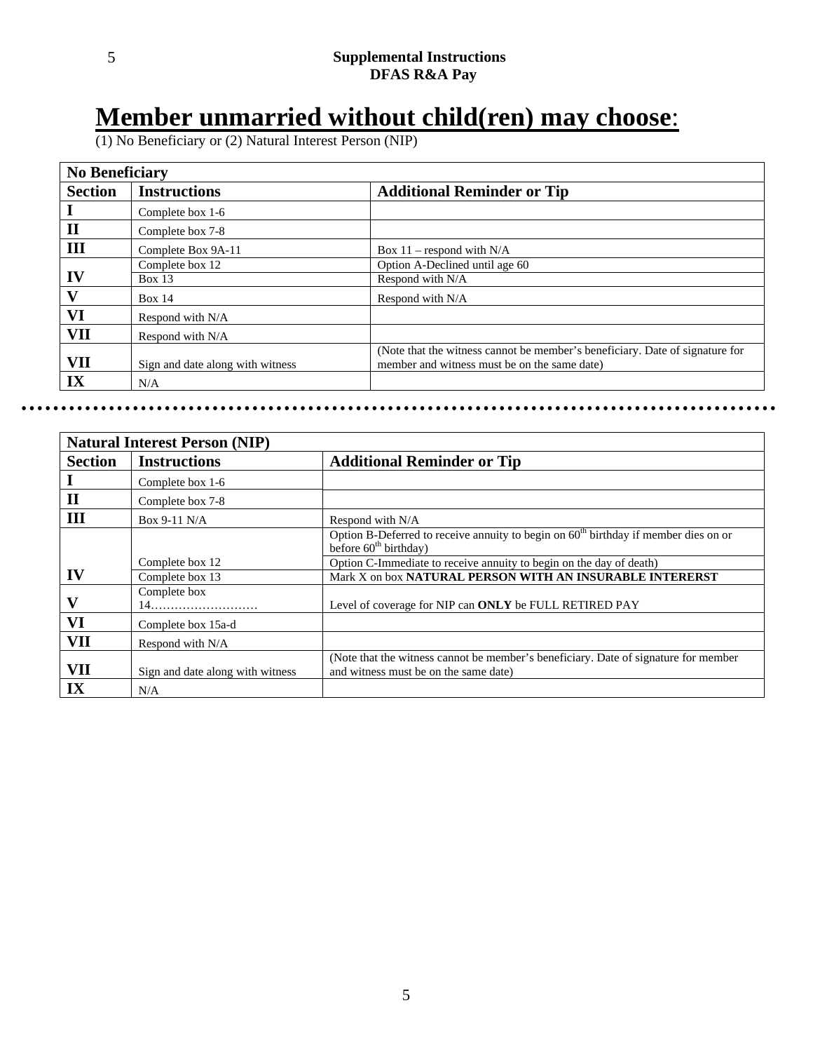# Member unmarried without child(ren) may choose:

(1) No Beneficiary or (2) Natural Interest Person (NIP)

| No Beneficiary | | |
|---|---|---|
| **Section** | **Instructions** | **Additional Reminder or Tip** |
| **I** | Complete box 1-6 | |
| **II** | Complete box 7-8 | |
| **III** | Complete Box 9A-11 | Box 11 – respond with N/A |
| **IV** | Complete box 12 | Option A-Declined until age 60 |
| | Box 13 | Respond with N/A |
| **V** | Box 14 | Respond with N/A |
| **VI** | Respond with N/A | |
| **VII** | Respond with N/A | |
| **VII** | Sign and date along with witness | (Note that the witness cannot be member's beneficiary. Date of signature for member and witness must be on the same date) |
| **IX** | N/A | |

| Natural Interest Person (NIP) | | |
|---|---|---|
| **Section** | **Instructions** | **Additional Reminder or Tip** |
| **I** | Complete box 1-6 | |
| **II** | Complete box 7-8 | |
| **III** | Box 9-11 N/A | Respond with N/A |
| **IV** | Complete box 12 | Option B-Deferred to receive annuity to begin on 60th birthday if member dies on or before 60th birthday) |
| | | Option C-Immediate to receive annuity to begin on the day of death) |
| | Complete box 13 | Mark X on box **NATURAL PERSON WITH AN INSURABLE INTERERST** |
| **V** | Complete box 14……………………… | Level of coverage for NIP can **ONLY** be FULL RETIRED PAY |
| **VI** | Complete box 15a-d | |
| **VII** | Respond with N/A | |
| **VII** | Sign and date along with witness | (Note that the witness cannot be member's beneficiary. Date of signature for member and witness must be on the same date) |
| **IX** | N/A | |